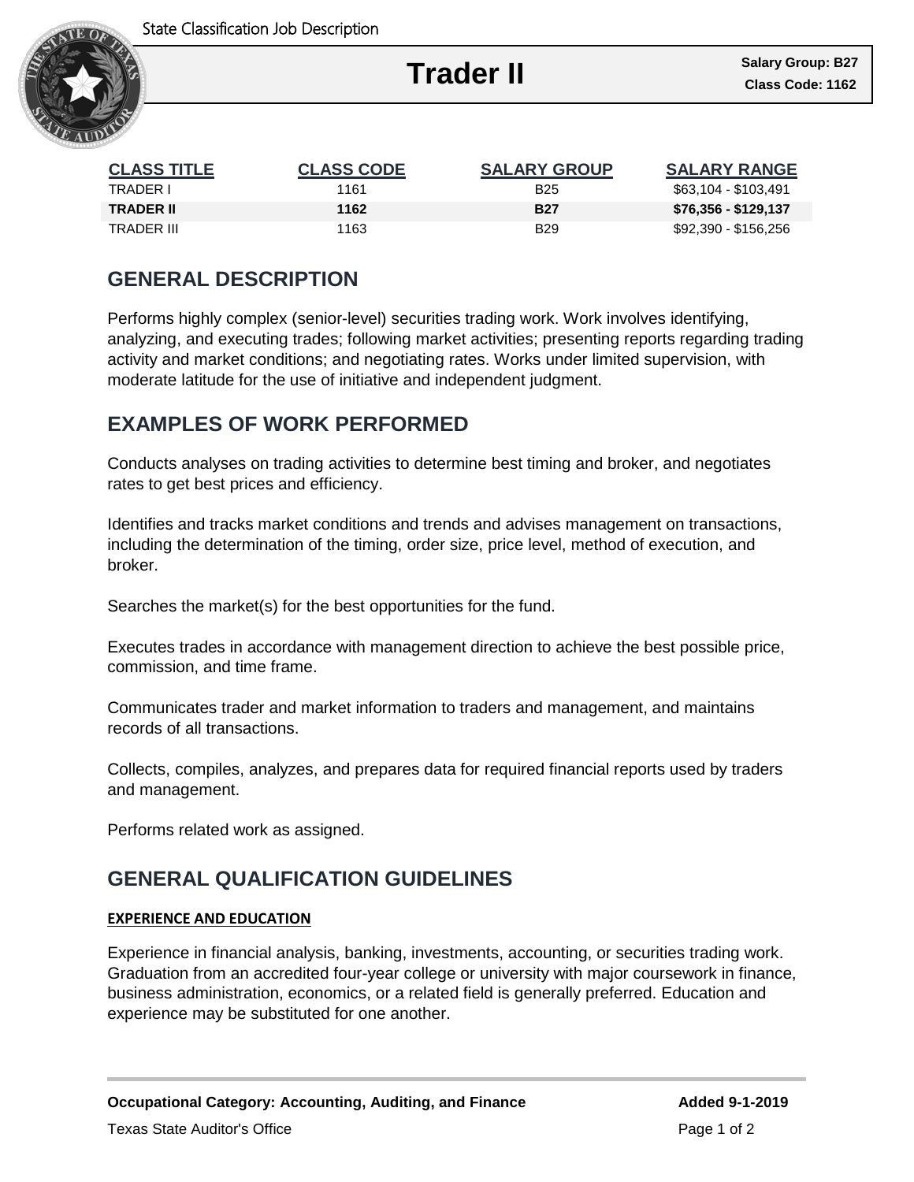State Classification Job Description

# Trader II

**Salary Group: B27**
**Class Code: 1162**

| CLASS TITLE | CLASS CODE | SALARY GROUP | SALARY RANGE |
|---|---|---|---|
| TRADER I | 1161 | B25 | $63,104 - $103,491 |
| **TRADER II** | **1162** | **B27** | **$76,356 - $129,137** |
| TRADER III | 1163 | B29 | $92,390 - $156,256 |

## GENERAL DESCRIPTION

Performs highly complex (senior-level) securities trading work. Work involves identifying, analyzing, and executing trades; following market activities; presenting reports regarding trading activity and market conditions; and negotiating rates. Works under limited supervision, with moderate latitude for the use of initiative and independent judgment.

## EXAMPLES OF WORK PERFORMED

Conducts analyses on trading activities to determine best timing and broker, and negotiates rates to get best prices and efficiency.

Identifies and tracks market conditions and trends and advises management on transactions, including the determination of the timing, order size, price level, method of execution, and broker.

Searches the market(s) for the best opportunities for the fund.

Executes trades in accordance with management direction to achieve the best possible price, commission, and time frame.

Communicates trader and market information to traders and management, and maintains records of all transactions.

Collects, compiles, analyzes, and prepares data for required financial reports used by traders and management.

Performs related work as assigned.

## GENERAL QUALIFICATION GUIDELINES

### EXPERIENCE AND EDUCATION

Experience in financial analysis, banking, investments, accounting, or securities trading work. Graduation from an accredited four-year college or university with major coursework in finance, business administration, economics, or a related field is generally preferred. Education and experience may be substituted for one another.

**Occupational Category: Accounting, Auditing, and Finance** **Added 9-1-2019**

Texas State Auditor's Office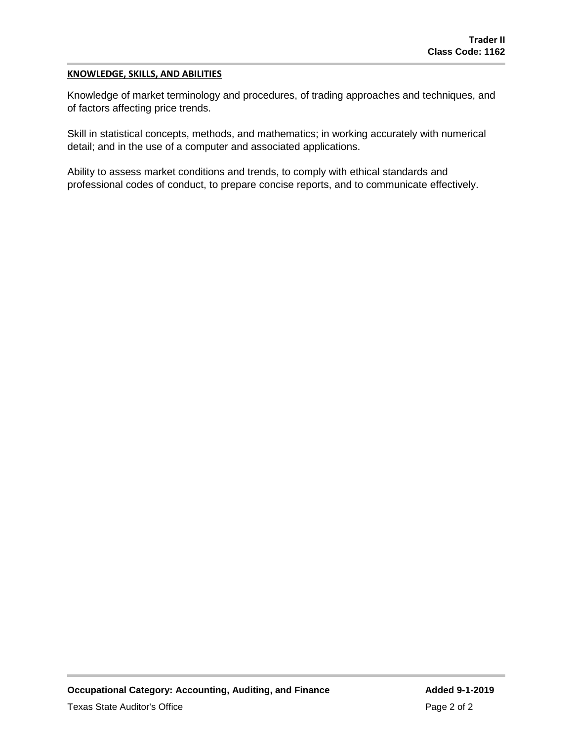## KNOWLEDGE, SKILLS, AND ABILITIES

Knowledge of market terminology and procedures, of trading approaches and techniques, and of factors affecting price trends.

Skill in statistical concepts, methods, and mathematics; in working accurately with numerical detail; and in the use of a computer and associated applications.

Ability to assess market conditions and trends, to comply with ethical standards and professional codes of conduct, to prepare concise reports, and to communicate effectively.